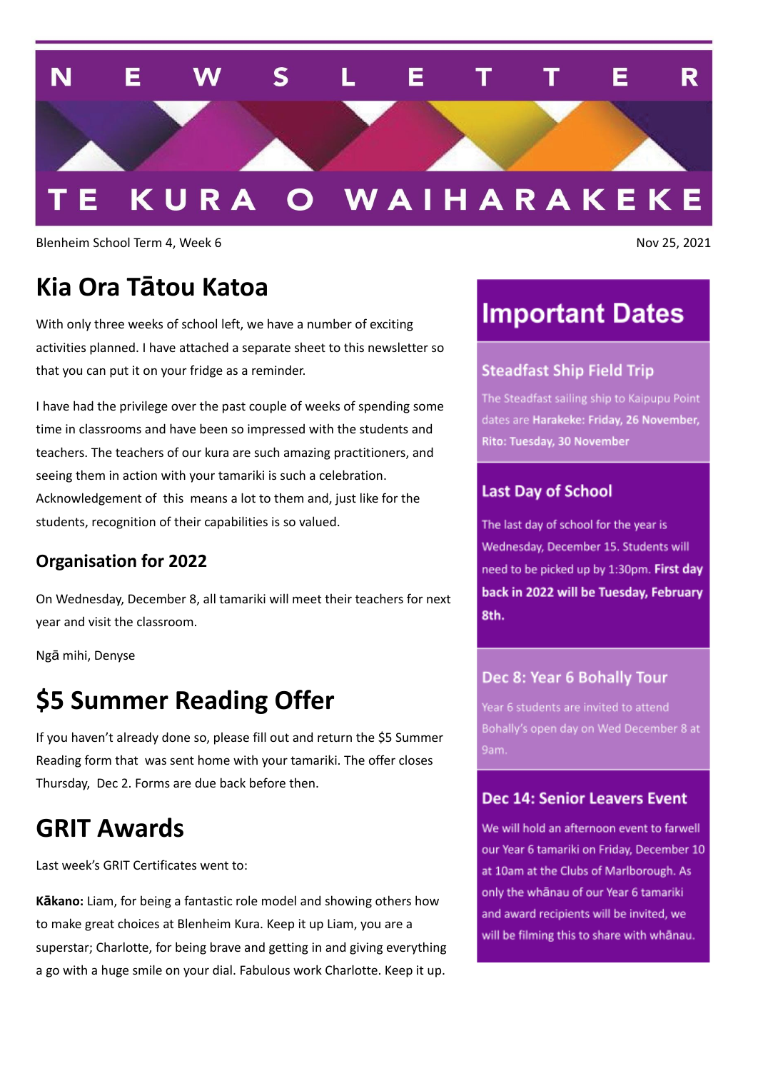# NEWSLETTER

# TE KURA O WAIHARAKEKE

Blenheim School Term 4, Week 6

Nov 25, 2021

## Kia Ora Tātou Katoa

With only three weeks of school left, we have a number of exciting activities planned. I have attached a separate sheet to this newsletter so that you can put it on your fridge as a reminder.

I have had the privilege over the past couple of weeks of spending some time in classrooms and have been so impressed with the students and teachers. The teachers of our kura are such amazing practitioners, and seeing them in action with your tamariki is such a celebration. Acknowledgement of this means a lot to them and, just like for the students, recognition of their capabilities is so valued.

### Organisation for 2022

On Wednesday, December 8, all tamariki will meet their teachers for next year and visit the classroom.

Ngā mihi, Denyse

## $5 Summer Reading Offer

If you haven't already done so, please fill out and return the $5 Summer Reading form that was sent home with your tamariki. The offer closes Thursday, Dec 2. Forms are due back before then.

## GRIT Awards

Last week's GRIT Certificates went to:

**Kākano:** Liam, for being a fantastic role model and showing others how to make great choices at Blenheim Kura. Keep it up Liam, you are a superstar; Charlotte, for being brave and getting in and giving everything a go with a huge smile on your dial. Fabulous work Charlotte. Keep it up.

## Important Dates

### Steadfast Ship Field Trip

The Steadfast sailing ship to Kaipupu Point dates are **Harakeke: Friday, 26 November, Rito: Tuesday, 30 November**

### Last Day of School

The last day of school for the year is Wednesday, December 15. Students will need to be picked up by 1:30pm. **First day back in 2022 will be Tuesday, February 8th.**

### Dec 8: Year 6 Bohally Tour

Year 6 students are invited to attend Bohally's open day on Wed December 8 at 9am.

### Dec 14: Senior Leavers Event

We will hold an afternoon event to farwell our Year 6 tamariki on Friday, December 10 at 10am at the Clubs of Marlborough. As only the whānau of our Year 6 tamariki and award recipients will be invited, we will be filming this to share with whānau.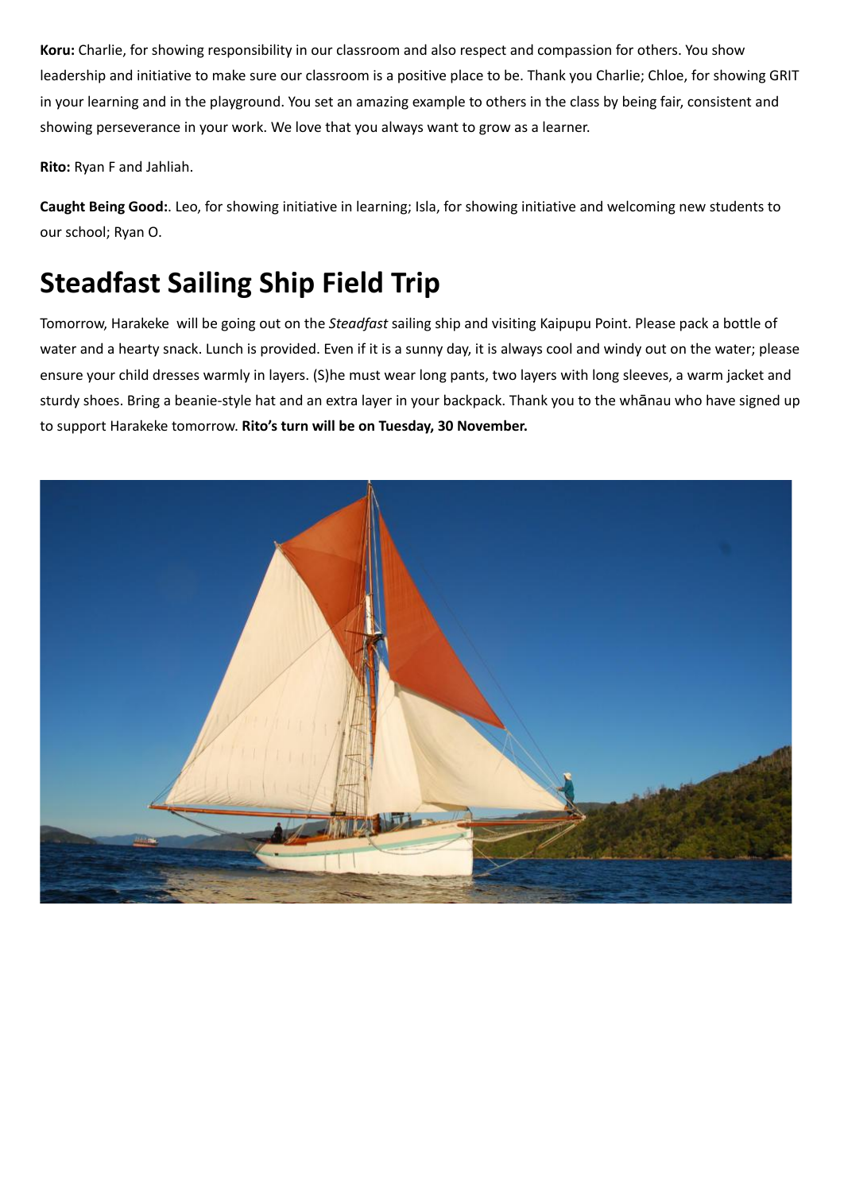**Koru:** Charlie, for showing responsibility in our classroom and also respect and compassion for others. You show leadership and initiative to make sure our classroom is a positive place to be. Thank you Charlie; Chloe, for showing GRIT in your learning and in the playground. You set an amazing example to others in the class by being fair, consistent and showing perseverance in your work. We love that you always want to grow as a learner.

**Rito:** Ryan F and Jahliah.

**Caught Being Good:**. Leo, for showing initiative in learning; Isla, for showing initiative and welcoming new students to our school; Ryan O.

# Steadfast Sailing Ship Field Trip

Tomorrow, Harakeke will be going out on the *Steadfast* sailing ship and visiting Kaipupu Point. Please pack a bottle of water and a hearty snack. Lunch is provided. Even if it is a sunny day, it is always cool and windy out on the water; please ensure your child dresses warmly in layers. (S)he must wear long pants, two layers with long sleeves, a warm jacket and sturdy shoes. Bring a beanie-style hat and an extra layer in your backpack. Thank you to the whānau who have signed up to support Harakeke tomorrow. **Rito's turn will be on Tuesday, 30 November.**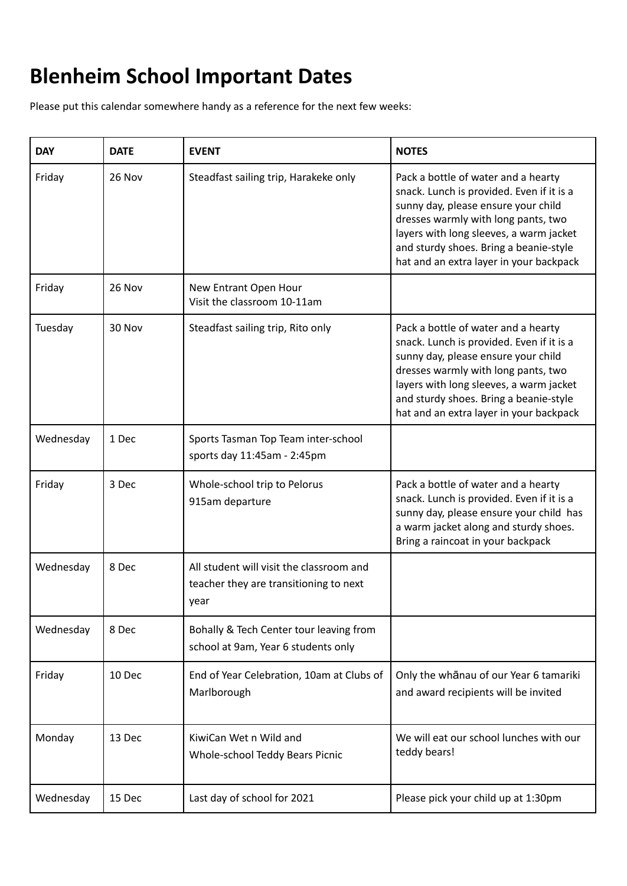# Blenheim School Important Dates

Please put this calendar somewhere handy as a reference for the next few weeks:

| DAY | DATE | EVENT | NOTES |
|---|---|---|---|
| Friday | 26 Nov | Steadfast sailing trip, Harakeke only | Pack a bottle of water and a hearty snack. Lunch is provided. Even if it is a sunny day, please ensure your child dresses warmly with long pants, two layers with long sleeves, a warm jacket and sturdy shoes. Bring a beanie-style hat and an extra layer in your backpack |
| Friday | 26 Nov | New Entrant Open Hour<br>Visit the classroom 10-11am | |
| Tuesday | 30 Nov | Steadfast sailing trip, Rito only | Pack a bottle of water and a hearty snack. Lunch is provided. Even if it is a sunny day, please ensure your child dresses warmly with long pants, two layers with long sleeves, a warm jacket and sturdy shoes. Bring a beanie-style hat and an extra layer in your backpack |
| Wednesday | 1 Dec | Sports Tasman Top Team inter-school sports day 11:45am - 2:45pm | |
| Friday | 3 Dec | Whole-school trip to Pelorus<br>915am departure | Pack a bottle of water and a hearty snack. Lunch is provided. Even if it is a sunny day, please ensure your child has a warm jacket along and sturdy shoes. Bring a raincoat in your backpack |
| Wednesday | 8 Dec | All student will visit the classroom and teacher they are transitioning to next year | |
| Wednesday | 8 Dec | Bohally & Tech Center tour leaving from school at 9am, Year 6 students only | |
| Friday | 10 Dec | End of Year Celebration, 10am at Clubs of Marlborough | Only the whānau of our Year 6 tamariki and award recipients will be invited |
| Monday | 13 Dec | KiwiCan Wet n Wild and<br>Whole-school Teddy Bears Picnic | We will eat our school lunches with our teddy bears! |
| Wednesday | 15 Dec | Last day of school for 2021 | Please pick your child up at 1:30pm |